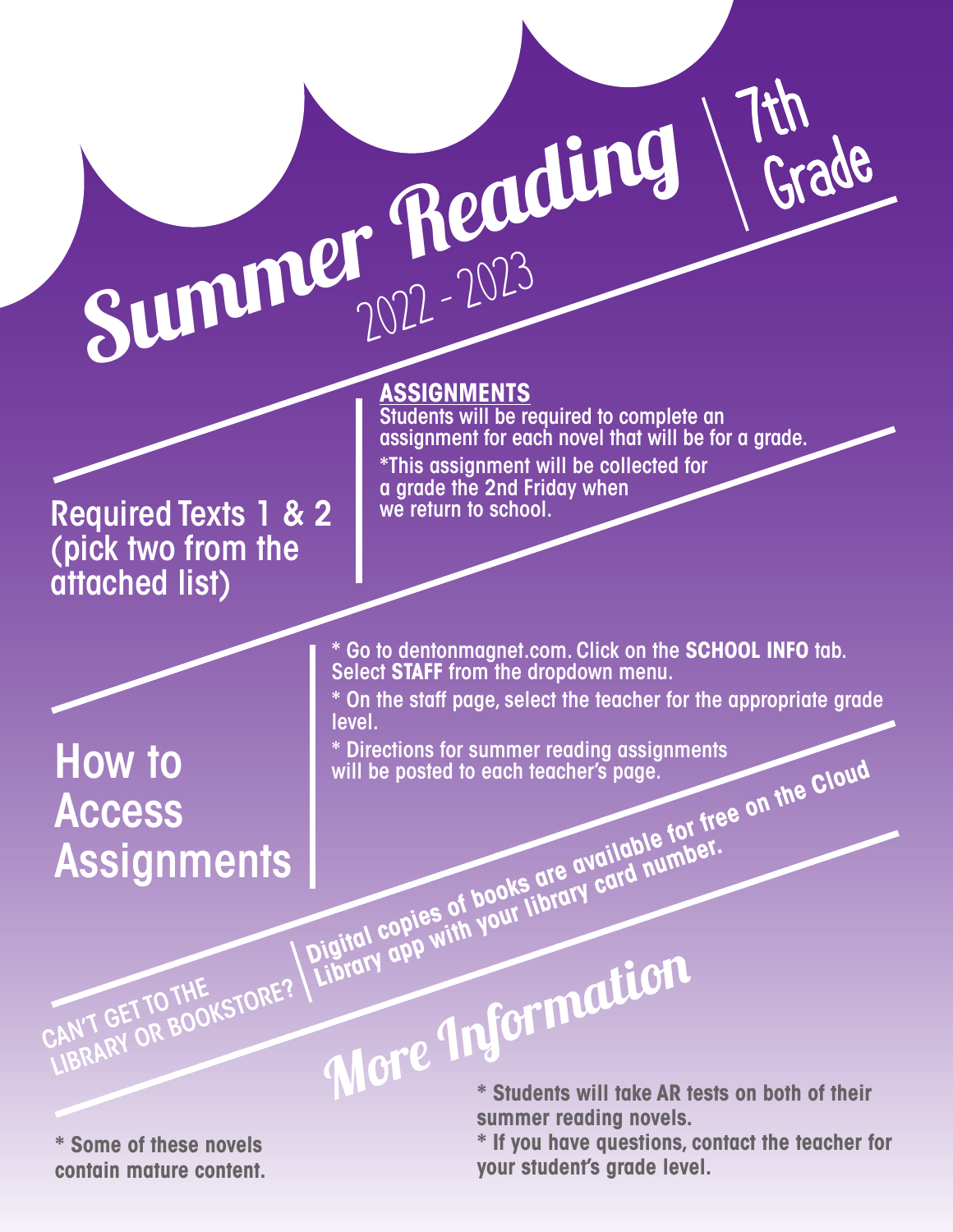# Summer Reading 2022 - 2023 | 7th Grade

## Required Texts 1 & 2 (pick two from the attached list)

**ASSIGNMENTS**

Students will be required to complete an assignment for each novel that will be for a grade.

*This assignment will be collected for a grade the 2nd Friday when we return to school.

## How to Access Assignments

* Go to dentonmagnet.com. Click on the **SCHOOL INFO** tab. Select **STAFF** from the dropdown menu.

* On the staff page, select the teacher for the appropriate grade level.

* Directions for summer reading assignments will be posted to each teacher's page.

## CAN'T GET TO THE LIBRARY OR BOOKSTORE?

**Digital copies of books are available for free on the Cloud Library app with your library card number.**

## More Information

**\* Some of these novels contain mature content.**

**\* Students will take AR tests on both of their summer reading novels.**

**\* If you have questions, contact the teacher for your student's grade level.**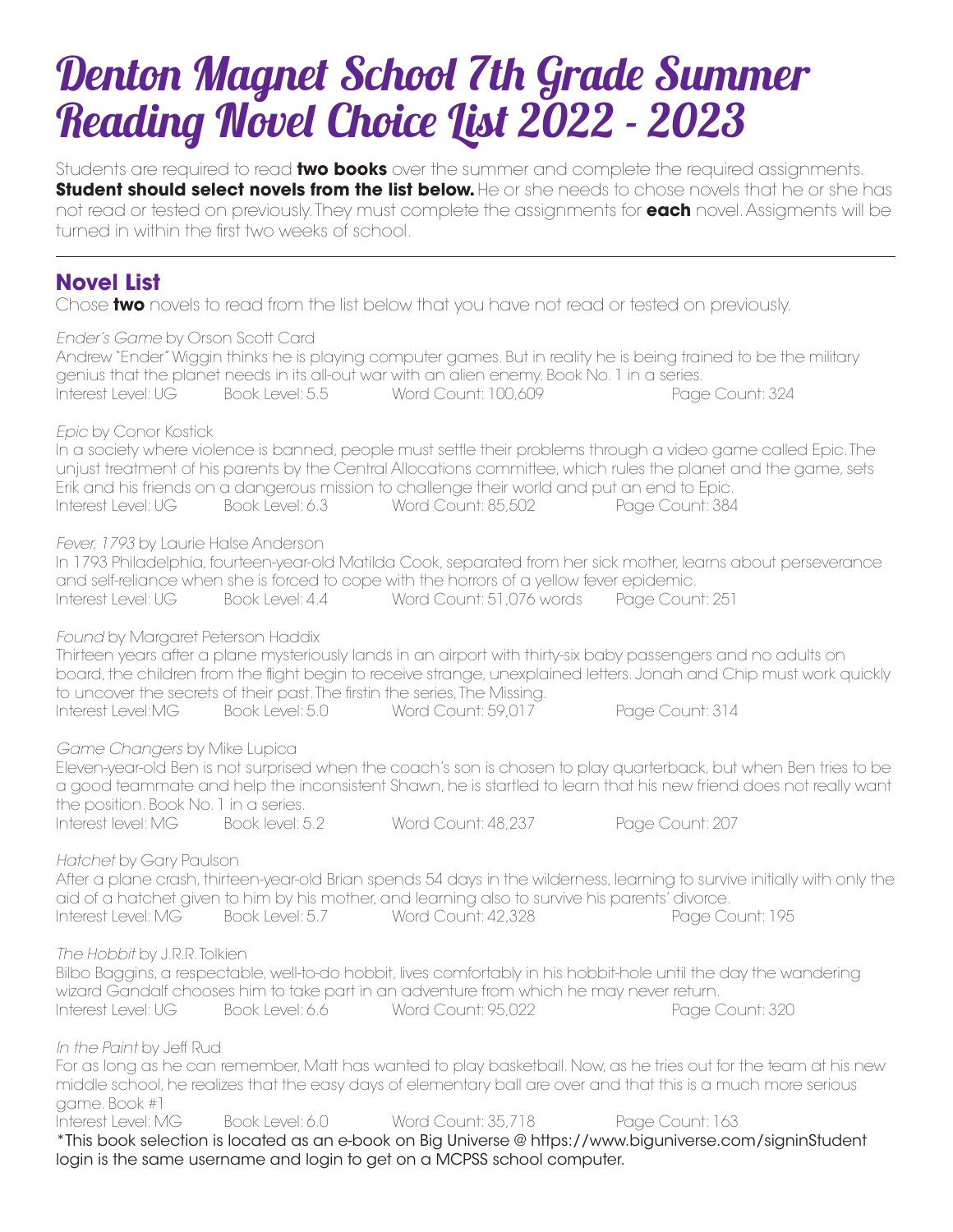# Denton Magnet School 7th Grade Summer Reading Novel Choice List 2022 - 2023

Students are required to read **two books** over the summer and complete the required assignments. **Student should select novels from the list below.** He or she needs to chose novels that he or she has not read or tested on previously. They must complete the assignments for **each** novel. Assigments will be turned in within the first two weeks of school.

---

## Novel List

Chose **two** novels to read from the list below that you have not read or tested on previously.

*Ender's Game* by Orson Scott Card
Andrew "Ender" Wiggin thinks he is playing computer games. But in reality he is being trained to be the military genius that the planet needs in its all-out war with an alien enemy. Book No. 1 in a series.
Interest Level: UG    Book Level: 5.5    Word Count: 100,609    Page Count: 324

*Epic* by Conor Kostick
In a society where violence is banned, people must settle their problems through a video game called Epic. The unjust treatment of his parents by the Central Allocations committee, which rules the planet and the game, sets Erik and his friends on a dangerous mission to challenge their world and put an end to Epic.
Interest Level: UG    Book Level: 6.3    Word Count: 85,502    Page Count: 384

*Fever, 1793* by Laurie Halse Anderson
In 1793 Philadelphia, fourteen-year-old Matilda Cook, separated from her sick mother, learns about perseverance and self-reliance when she is forced to cope with the horrors of a yellow fever epidemic.
Interest Level: UG    Book Level: 4.4    Word Count: 51,076 words    Page Count: 251

*Found* by Margaret Peterson Haddix
Thirteen years after a plane mysteriously lands in an airport with thirty-six baby passengers and no adults on board, the children from the flight begin to receive strange, unexplained letters. Jonah and Chip must work quickly to uncover the secrets of their past. The firstin the series, The Missing.
Interest Level:MG    Book Level: 5.0    Word Count: 59,017    Page Count: 314

*Game Changers* by Mike Lupica
Eleven-year-old Ben is not surprised when the coach's son is chosen to play quarterback, but when Ben tries to be a good teammate and help the inconsistent Shawn, he is startled to learn that his new friend does not really want the position. Book No. 1 in a series.
Interest level: MG    Book level: 5.2    Word Count: 48,237    Page Count: 207

*Hatchet* by Gary Paulson
After a plane crash, thirteen-year-old Brian spends 54 days in the wilderness, learning to survive initially with only the aid of a hatchet given to him by his mother, and learning also to survive his parents' divorce.
Interest Level: MG    Book Level: 5.7    Word Count: 42,328    Page Count: 195

*The Hobbit* by J.R.R. Tolkien
Bilbo Baggins, a respectable, well-to-do hobbit, lives comfortably in his hobbit-hole until the day the wandering wizard Gandalf chooses him to take part in an adventure from which he may never return.
Interest Level: UG    Book Level: 6.6    Word Count: 95,022    Page Count: 320

*In the Paint* by Jeff Rud
For as long as he can remember, Matt has wanted to play basketball. Now, as he tries out for the team at his new middle school, he realizes that the easy days of elementary ball are over and that this is a much more serious game. Book #1
Interest Level: MG    Book Level: 6.0    Word Count: 35,718    Page Count: 163
*This book selection is located as an e-book on Big Universe @ https://www.biguniverse.com/signinStudent login is the same username and login to get on a MCPSS school computer.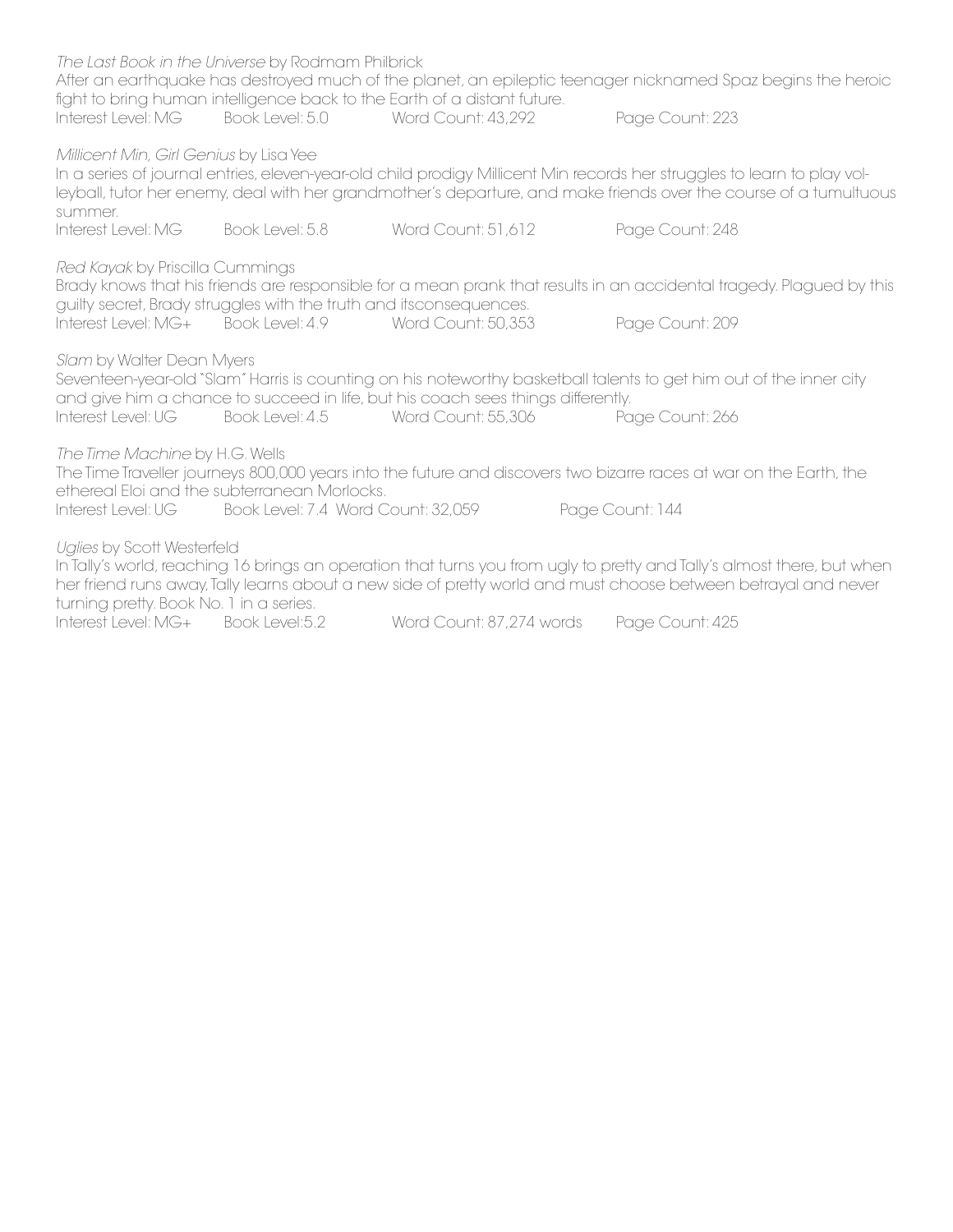*The Last Book in the Universe* by Rodmam Philbrick
After an earthquake has destroyed much of the planet, an epileptic teenager nicknamed Spaz begins the heroic fight to bring human intelligence back to the Earth of a distant future.
Interest Level: MG Book Level: 5.0 Word Count: 43,292 Page Count: 223

*Millicent Min, Girl Genius* by Lisa Yee
In a series of journal entries, eleven-year-old child prodigy Millicent Min records her struggles to learn to play volleyball, tutor her enemy, deal with her grandmother's departure, and make friends over the course of a tumultuous summer.
Interest Level: MG Book Level: 5.8 Word Count: 51,612 Page Count: 248

*Red Kayak* by Priscilla Cummings
Brady knows that his friends are responsible for a mean prank that results in an accidental tragedy. Plagued by this guilty secret, Brady struggles with the truth and itsconsequences.
Interest Level: MG+ Book Level: 4.9 Word Count: 50,353 Page Count: 209

*Slam* by Walter Dean Myers
Seventeen-year-old "Slam" Harris is counting on his noteworthy basketball talents to get him out of the inner city and give him a chance to succeed in life, but his coach sees things differently.
Interest Level: UG Book Level: 4.5 Word Count: 55,306 Page Count: 266

*The Time Machine* by H.G. Wells
The Time Traveller journeys 800,000 years into the future and discovers two bizarre races at war on the Earth, the ethereal Eloi and the subterranean Morlocks.
Interest Level: UG Book Level: 7.4 Word Count: 32,059 Page Count: 144

*Uglies* by Scott Westerfeld
In Tally's world, reaching 16 brings an operation that turns you from ugly to pretty and Tally's almost there, but when her friend runs away, Tally learns about a new side of pretty world and must choose between betrayal and never turning pretty. Book No. 1 in a series.
Interest Level: MG+ Book Level:5.2 Word Count: 87,274 words Page Count: 425